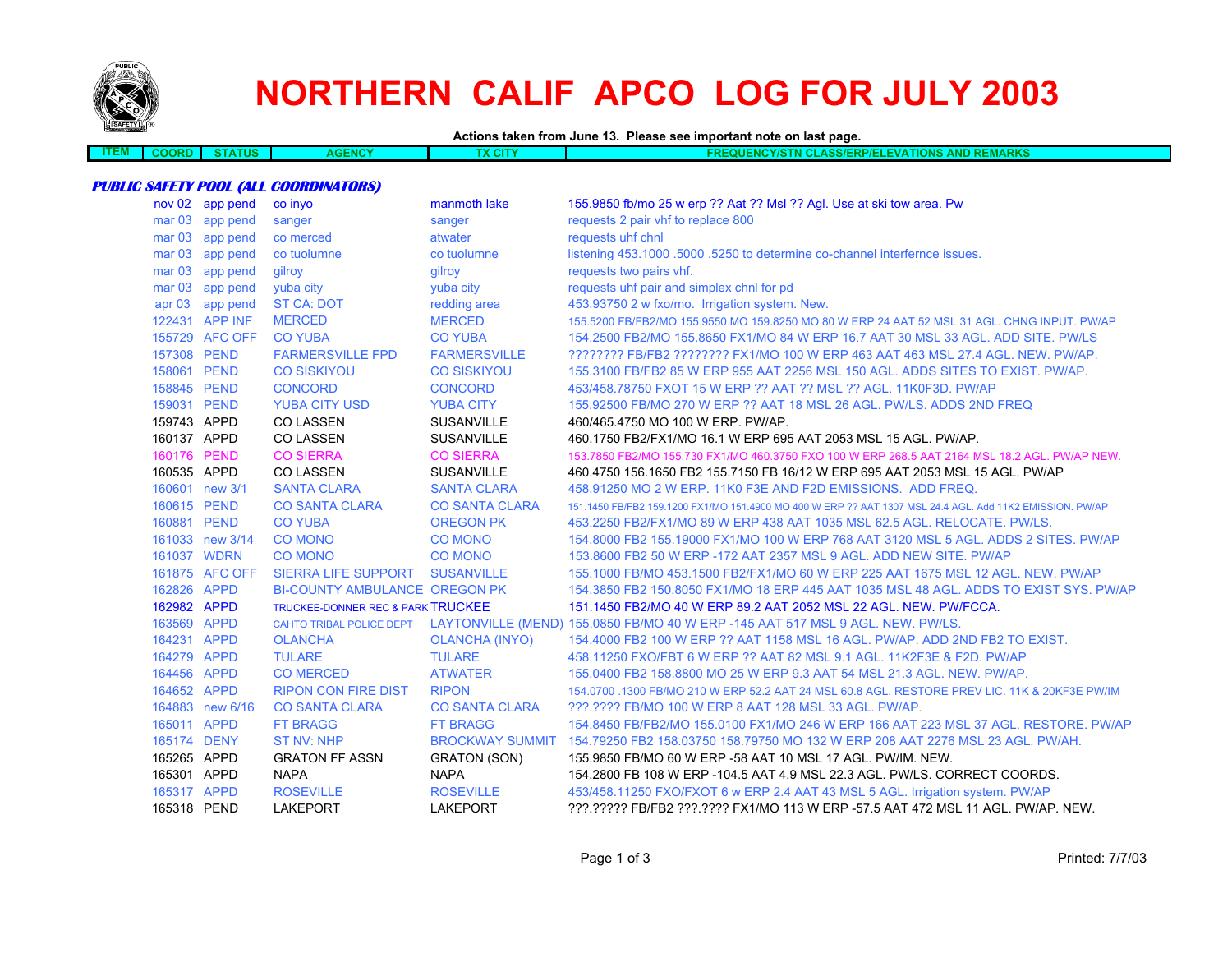# NORTHERN CALIF APCO LOG FOR JULY 2003

**Actions taken from June 13. Please see important note on last page.**

| ITEM | COORD | STATUS | AGENCY | TX CITY | FREQUENCY/STN CLASS/ERP/ELEVATIONS AND REMARKS |
|---|---|---|---|---|---|
| ***PUBLIC SAFETY POOL (ALL COORDINATORS)*** | | | | | |
| | nov 02 | app pend | co inyo | manmoth lake | 155.9850 fb/mo 25 w erp ?? Aat ?? Msl ?? Agl. Use at ski tow area. Pw |
| | mar 03 | app pend | sanger | sanger | requests 2 pair vhf to replace 800 |
| | mar 03 | app pend | co merced | atwater | requests uhf chnl |
| | mar 03 | app pend | co tuolumne | co tuolumne | listening 453.1000 .5000 .5250 to determine co-channel interfernce issues. |
| | mar 03 | app pend | gilroy | gilroy | requests two pairs vhf. |
| | mar 03 | app pend | yuba city | yuba city | requests uhf pair and simplex chnl for pd |
| | apr 03 | app pend | ST CA: DOT | redding area | 453.93750 2 w fxo/mo. Irrigation system. New. |
| | 122431 | APP INF | MERCED | MERCED | 155.5200 FB/FB2/MO 155.9550 MO 159.8250 MO 80 W ERP 24 AAT 52 MSL 31 AGL. CHNG INPUT. PW/AP |
| | 155729 | AFC OFF | CO YUBA | CO YUBA | 154.2500 FB2/MO 155.8650 FX1/MO 84 W ERP 16.7 AAT 30 MSL 33 AGL. ADD SITE. PW/LS |
| | 157308 | PEND | FARMERSVILLE FPD | FARMERSVILLE | ???????? FB/FB2 ???????? FX1/MO 100 W ERP 463 AAT 463 MSL 27.4 AGL. NEW. PW/AP. |
| | 158061 | PEND | CO SISKIYOU | CO SISKIYOU | 155.3100 FB/FB2 85 W ERP 955 AAT 2256 MSL 150 AGL. ADDS SITES TO EXIST. PW/AP. |
| | 158845 | PEND | CONCORD | CONCORD | 453/458.78750 FXOT 15 W ERP ?? AAT ?? MSL ?? AGL. 11K0F3D. PW/AP |
| | 159031 | PEND | YUBA CITY USD | YUBA CITY | 155.92500 FB/MO 270 W ERP ?? AAT 18 MSL 26 AGL. PW/LS. ADDS 2ND FREQ |
| | 159743 | APPD | CO LASSEN | SUSANVILLE | 460/465.4750 MO 100 W ERP. PW/AP. |
| | 160137 | APPD | CO LASSEN | SUSANVILLE | 460.1750 FB2/FX1/MO 16.1 W ERP 695 AAT 2053 MSL 15 AGL. PW/AP. |
| | 160176 | PEND | CO SIERRA | CO SIERRA | 153.7850 FB2/MO 155.730 FX1/MO 460.3750 FXO 100 W ERP 268.5 AAT 2164 MSL 18.2 AGL. PW/AP NEW. |
| | 160535 | APPD | CO LASSEN | SUSANVILLE | 460.4750 156.1650 FB2 155.7150 FB 16/12 W ERP 695 AAT 2053 MSL 15 AGL. PW/AP |
| | 160601 | new 3/1 | SANTA CLARA | SANTA CLARA | 458.91250 MO 2 W ERP. 11K0 F3E AND F2D EMISSIONS. ADD FREQ. |
| | 160615 | PEND | CO SANTA CLARA | CO SANTA CLARA | 151.1450 FB/FB2 159.1200 FX1/MO 151.4900 MO 400 W ERP ?? AAT 1307 MSL 24.4 AGL. Add 11K2 EMISSION. PW/AP |
| | 160881 | PEND | CO YUBA | OREGON PK | 453.2250 FB2/FX1/MO 89 W ERP 438 AAT 1035 MSL 62.5 AGL. RELOCATE. PW/LS. |
| | 161033 | new 3/14 | CO MONO | CO MONO | 154.8000 FB2 155.19000 FX1/MO 100 W ERP 768 AAT 3120 MSL 5 AGL. ADDS 2 SITES. PW/AP |
| | 161037 | WDRN | CO MONO | CO MONO | 153.8600 FB2 50 W ERP -172 AAT 2357 MSL 9 AGL. ADD NEW SITE. PW/AP |
| | 161875 | AFC OFF | SIERRA LIFE SUPPORT | SUSANVILLE | 155.1000 FB/MO 453.1500 FB2/FX1/MO 60 W ERP 225 AAT 1675 MSL 12 AGL. NEW. PW/AP |
| | 162826 | APPD | BI-COUNTY AMBULANCE | OREGON PK | 154.3850 FB2 150.8050 FX1/MO 18 ERP 445 AAT 1035 MSL 48 AGL. ADDS TO EXIST SYS. PW/AP |
| | 162982 | APPD | TRUCKEE-DONNER REC & PARK | TRUCKEE | 151.1450 FB2/MO 40 W ERP 89.2 AAT 2052 MSL 22 AGL. NEW. PW/FCCA. |
| | 163569 | APPD | CAHTO TRIBAL POLICE DEPT | LAYTONVILLE (MEND) | 155.0850 FB/MO 40 W ERP -145 AAT 517 MSL 9 AGL. NEW. PW/LS. |
| | 164231 | APPD | OLANCHA | OLANCHA (INYO) | 154.4000 FB2 100 W ERP ?? AAT 1158 MSL 16 AGL. PW/AP. ADD 2ND FB2 TO EXIST. |
| | 164279 | APPD | TULARE | TULARE | 458.11250 FXO/FBT 6 W ERP ?? AAT 82 MSL 9.1 AGL. 11K2F3E & F2D. PW/AP |
| | 164456 | APPD | CO MERCED | ATWATER | 155.0400 FB2 158.8800 MO 25 W ERP 9.3 AAT 54 MSL 21.3 AGL. NEW. PW/AP. |
| | 164652 | APPD | RIPON CON FIRE DIST | RIPON | 154.0700 .1300 FB/MO 210 W ERP 52.2 AAT 24 MSL 60.8 AGL. RESTORE PREV LIC. 11K & 20KF3E PW/IM |
| | 164883 | new 6/16 | CO SANTA CLARA | CO SANTA CLARA | ???.???? FB/MO 100 W ERP 8 AAT 128 MSL 33 AGL. PW/AP. |
| | 165011 | APPD | FT BRAGG | FT BRAGG | 154.8450 FB/FB2/MO 155.0100 FX1/MO 246 W ERP 166 AAT 223 MSL 37 AGL. RESTORE. PW/AP |
| | 165174 | DENY | ST NV: NHP | BROCKWAY SUMMIT | 154.79250 FB2 158.03750 158.79750 MO 132 W ERP 208 AAT 2276 MSL 23 AGL. PW/AH. |
| | 165265 | APPD | GRATON FF ASSN | GRATON (SON) | 155.9850 FB/MO 60 W ERP -58 AAT 10 MSL 17 AGL. PW/IM. NEW. |
| | 165301 | APPD | NAPA | NAPA | 154.2800 FB 108 W ERP -104.5 AAT 4.9 MSL 22.3 AGL. PW/LS. CORRECT COORDS. |
| | 165317 | APPD | ROSEVILLE | ROSEVILLE | 453/458.11250 FXO/FXOT 6 w ERP 2.4 AAT 43 MSL 5 AGL. Irrigation system. PW/AP |
| | 165318 | PEND | LAKEPORT | LAKEPORT | ???.????? FB/FB2 ???.???? FX1/MO 113 W ERP -57.5 AAT 472 MSL 11 AGL. PW/AP. NEW. |

Printed: 7/7/03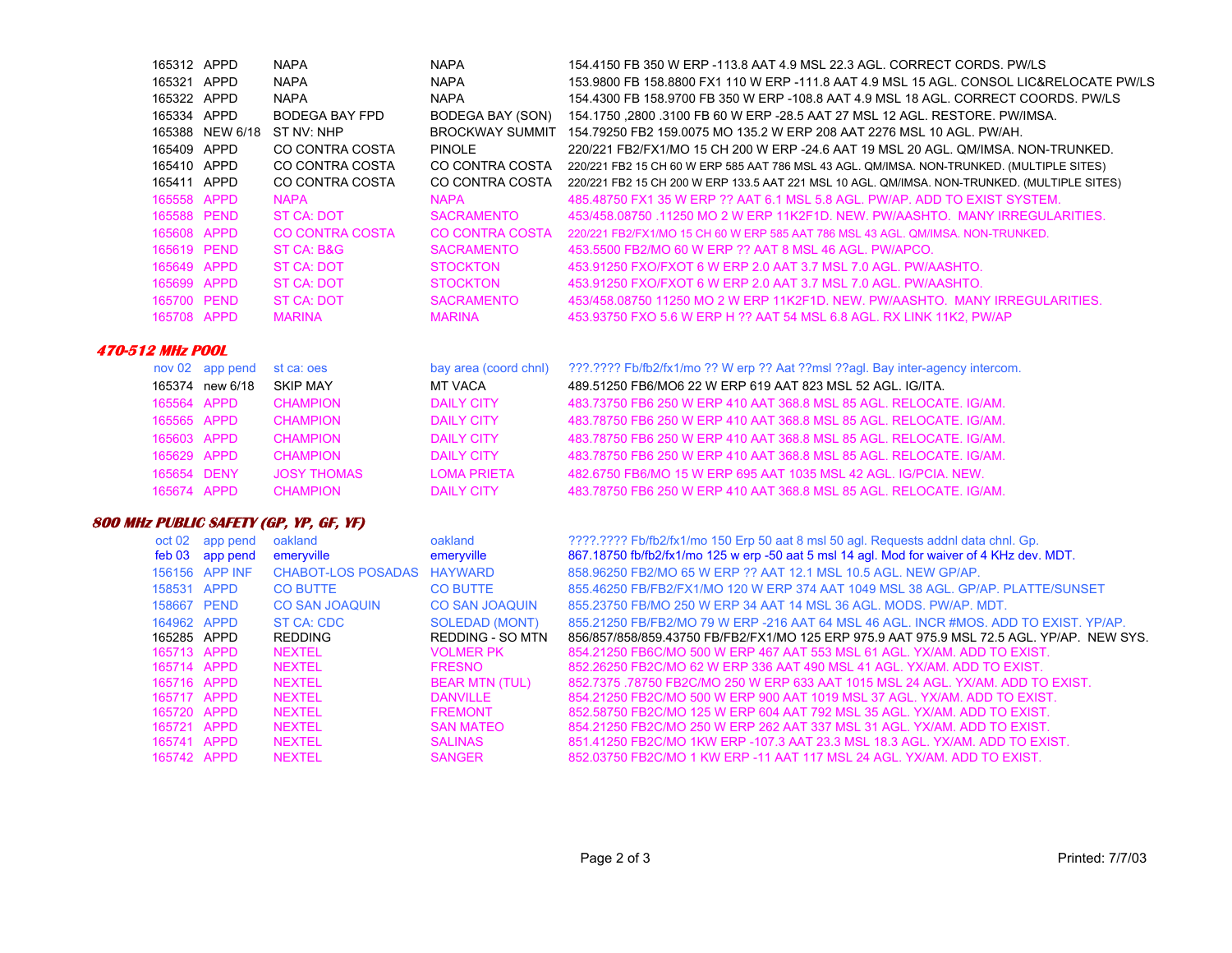| | | | | |
|---|---|---|---|---|
| 165312 | APPD | NAPA | NAPA | 154.4150 FB 350 W ERP -113.8 AAT 4.9 MSL 22.3 AGL. CORRECT CORDS. PW/LS |
| 165321 | APPD | NAPA | NAPA | 153.9800 FB 158.8800 FX1 110 W ERP -111.8 AAT 4.9 MSL 15 AGL. CONSOL LIC&RELOCATE PW/LS |
| 165322 | APPD | NAPA | NAPA | 154.4300 FB 158.9700 FB 350 W ERP -108.8 AAT 4.9 MSL 18 AGL. CORRECT COORDS. PW/LS |
| 165334 | APPD | BODEGA BAY FPD | BODEGA BAY (SON) | 154.1750 ,2800 .3100 FB 60 W ERP -28.5 AAT 27 MSL 12 AGL. RESTORE. PW/IMSA. |
| 165388 | NEW 6/18 | ST NV: NHP | BROCKWAY SUMMIT | 154.79250 FB2 159.0075 MO 135.2 W ERP 208 AAT 2276 MSL 10 AGL. PW/AH. |
| 165409 | APPD | CO CONTRA COSTA | PINOLE | 220/221 FB2/FX1/MO 15 CH 200 W ERP -24.6 AAT 19 MSL 20 AGL. QM/IMSA. NON-TRUNKED. |
| 165410 | APPD | CO CONTRA COSTA | CO CONTRA COSTA | 220/221 FB2 15 CH 60 W ERP 585 AAT 786 MSL 43 AGL. QM/IMSA. NON-TRUNKED. (MULTIPLE SITES) |
| 165411 | APPD | CO CONTRA COSTA | CO CONTRA COSTA | 220/221 FB2 15 CH 200 W ERP 133.5 AAT 221 MSL 10 AGL. QM/IMSA. NON-TRUNKED. (MULTIPLE SITES) |
| 165558 | APPD | NAPA | NAPA | 485.48750 FX1 35 W ERP ?? AAT 6.1 MSL 5.8 AGL. PW/AP. ADD TO EXIST SYSTEM. |
| 165588 | PEND | ST CA: DOT | SACRAMENTO | 453/458.08750 .11250 MO 2 W ERP 11K2F1D. NEW. PW/AASHTO. MANY IRREGULARITIES. |
| 165608 | APPD | CO CONTRA COSTA | CO CONTRA COSTA | 220/221 FB2/FX1/MO 15 CH 60 W ERP 585 AAT 786 MSL 43 AGL. QM/IMSA. NON-TRUNKED. |
| 165619 | PEND | ST CA: B&G | SACRAMENTO | 453.5500 FB2/MO 60 W ERP ?? AAT 8 MSL 46 AGL. PW/APCO. |
| 165649 | APPD | ST CA: DOT | STOCKTON | 453.91250 FXO/FXOT 6 W ERP 2.0 AAT 3.7 MSL 7.0 AGL. PW/AASHTO. |
| 165699 | APPD | ST CA: DOT | STOCKTON | 453.91250 FXO/FXOT 6 W ERP 2.0 AAT 3.7 MSL 7.0 AGL. PW/AASHTO. |
| 165700 | PEND | ST CA: DOT | SACRAMENTO | 453/458.08750 11250 MO 2 W ERP 11K2F1D. NEW. PW/AASHTO. MANY IRREGULARITIES. |
| 165708 | APPD | MARINA | MARINA | 453.93750 FXO 5.6 W ERP H ?? AAT 54 MSL 6.8 AGL. RX LINK 11K2, PW/AP |

## 470-512 MHz POOL

| | | | | |
|---|---|---|---|---|
| nov 02 | app pend | st ca: oes | bay area (coord chnl) | ???.???? Fb/fb2/fx1/mo ?? W erp ?? Aat ??msl ??agl. Bay inter-agency intercom. |
| 165374 | new 6/18 | SKIP MAY | MT VACA | 489.51250 FB6/MO6 22 W ERP 619 AAT 823 MSL 52 AGL. IG/ITA. |
| 165564 | APPD | CHAMPION | DAILY CITY | 483.73750 FB6 250 W ERP 410 AAT 368.8 MSL 85 AGL. RELOCATE. IG/AM. |
| 165565 | APPD | CHAMPION | DAILY CITY | 483.78750 FB6 250 W ERP 410 AAT 368.8 MSL 85 AGL. RELOCATE. IG/AM. |
| 165603 | APPD | CHAMPION | DAILY CITY | 483.78750 FB6 250 W ERP 410 AAT 368.8 MSL 85 AGL. RELOCATE. IG/AM. |
| 165629 | APPD | CHAMPION | DAILY CITY | 483.78750 FB6 250 W ERP 410 AAT 368.8 MSL 85 AGL. RELOCATE. IG/AM. |
| 165654 | DENY | JOSY THOMAS | LOMA PRIETA | 482.6750 FB6/MO 15 W ERP 695 AAT 1035 MSL 42 AGL. IG/PCIA. NEW. |
| 165674 | APPD | CHAMPION | DAILY CITY | 483.78750 FB6 250 W ERP 410 AAT 368.8 MSL 85 AGL. RELOCATE. IG/AM. |

## 800 MHz PUBLIC SAFETY (GP, YP, GF, YF)

| | | | | |
|---|---|---|---|---|
| oct 02 | app pend | oakland | oakland | ????.???? Fb/fb2/fx1/mo 150 Erp 50 aat 8 msl 50 agl. Requests addnl data chnl. Gp. |
| feb 03 | app pend | emeryville | emeryville | 867.18750 fb/fb2/fx1/mo 125 w erp -50 aat 5 msl 14 agl. Mod for waiver of 4 KHz dev. MDT. |
| 156156 | APP INF | CHABOT-LOS POSADAS | HAYWARD | 858.96250 FB2/MO 65 W ERP ?? AAT 12.1 MSL 10.5 AGL. NEW GP/AP. |
| 158531 | APPD | CO BUTTE | CO BUTTE | 855.46250 FB/FB2/FX1/MO 120 W ERP 374 AAT 1049 MSL 38 AGL. GP/AP. PLATTE/SUNSET |
| 158667 | PEND | CO SAN JOAQUIN | CO SAN JOAQUIN | 855.23750 FB/MO 250 W ERP 34 AAT 14 MSL 36 AGL. MODS. PW/AP. MDT. |
| 164962 | APPD | ST CA: CDC | SOLEDAD (MONT) | 855.21250 FB/FB2/MO 79 W ERP -216 AAT 64 MSL 46 AGL. INCR #MOS. ADD TO EXIST. YP/AP. |
| 165285 | APPD | REDDING | REDDING - SO MTN | 856/857/858/859.43750 FB/FB2/FX1/MO 125 ERP 975.9 AAT 975.9 MSL 72.5 AGL. YP/AP. NEW SYS. |
| 165713 | APPD | NEXTEL | VOLMER PK | 854.21250 FB6C/MO 500 W ERP 467 AAT 553 MSL 61 AGL. YX/AM. ADD TO EXIST. |
| 165714 | APPD | NEXTEL | FRESNO | 852.26250 FB2C/MO 62 W ERP 336 AAT 490 MSL 41 AGL. YX/AM. ADD TO EXIST. |
| 165716 | APPD | NEXTEL | BEAR MTN (TUL) | 852.7375 .78750 FB2C/MO 250 W ERP 633 AAT 1015 MSL 24 AGL. YX/AM. ADD TO EXIST. |
| 165717 | APPD | NEXTEL | DANVILLE | 854.21250 FB2C/MO 500 W ERP 900 AAT 1019 MSL 37 AGL. YX/AM. ADD TO EXIST. |
| 165720 | APPD | NEXTEL | FREMONT | 852.58750 FB2C/MO 125 W ERP 604 AAT 792 MSL 35 AGL. YX/AM. ADD TO EXIST. |
| 165721 | APPD | NEXTEL | SAN MATEO | 854.21250 FB2C/MO 250 W ERP 262 AAT 337 MSL 31 AGL. YX/AM. ADD TO EXIST. |
| 165741 | APPD | NEXTEL | SALINAS | 851.41250 FB2C/MO 1KW ERP -107.3 AAT 23.3 MSL 18.3 AGL. YX/AM. ADD TO EXIST. |
| 165742 | APPD | NEXTEL | SANGER | 852.03750 FB2C/MO 1 KW ERP -11 AAT 117 MSL 24 AGL. YX/AM. ADD TO EXIST. |

Printed: 7/7/03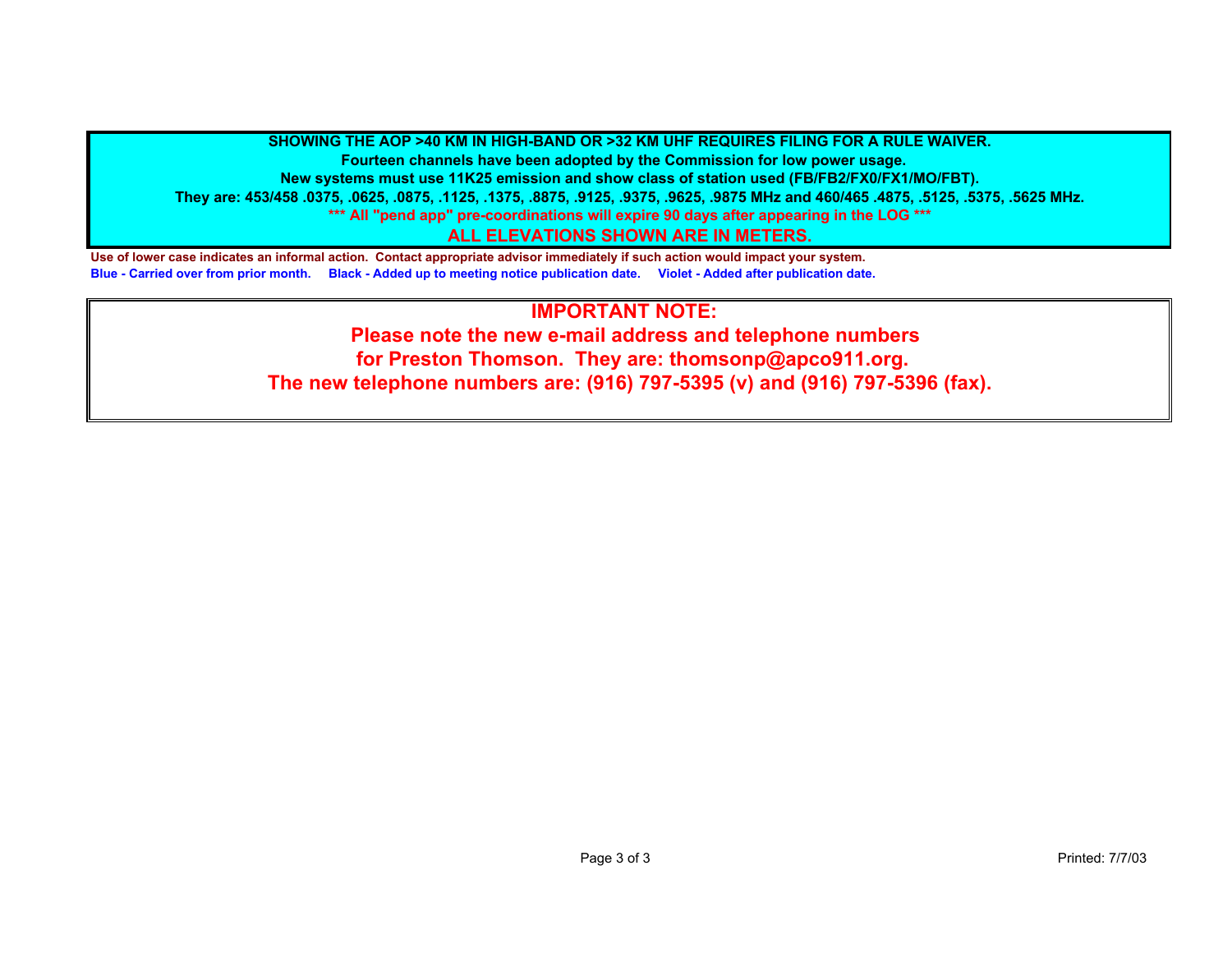**SHOWING THE AOP >40 KM IN HIGH-BAND OR >32 KM UHF REQUIRES FILING FOR A RULE WAIVER.**
**Fourteen channels have been adopted by the Commission for low power usage.**
**New systems must use 11K25 emission and show class of station used (FB/FB2/FX0/FX1/MO/FBT).**
**They are: 453/458 .0375, .0625, .0875, .1125, .1375, .8875, .9125, .9375, .9625, .9875 MHz and 460/465 .4875, .5125, .5375, .5625 MHz.**
**\*\*\* All "pend app" pre-coordinations will expire 90 days after appearing in the LOG \*\*\***
**ALL ELEVATIONS SHOWN ARE IN METERS.**

**Use of lower case indicates an informal action. Contact appropriate advisor immediately if such action would impact your system.**
**Blue - Carried over from prior month. Black - Added up to meeting notice publication date. Violet - Added after publication date.**

## IMPORTANT NOTE:

**Please note the new e-mail address and telephone numbers for Preston Thomson. They are: thomsonp@apco911.org. The new telephone numbers are: (916) 797-5395 (v) and (916) 797-5396 (fax).**

Printed: 7/7/03